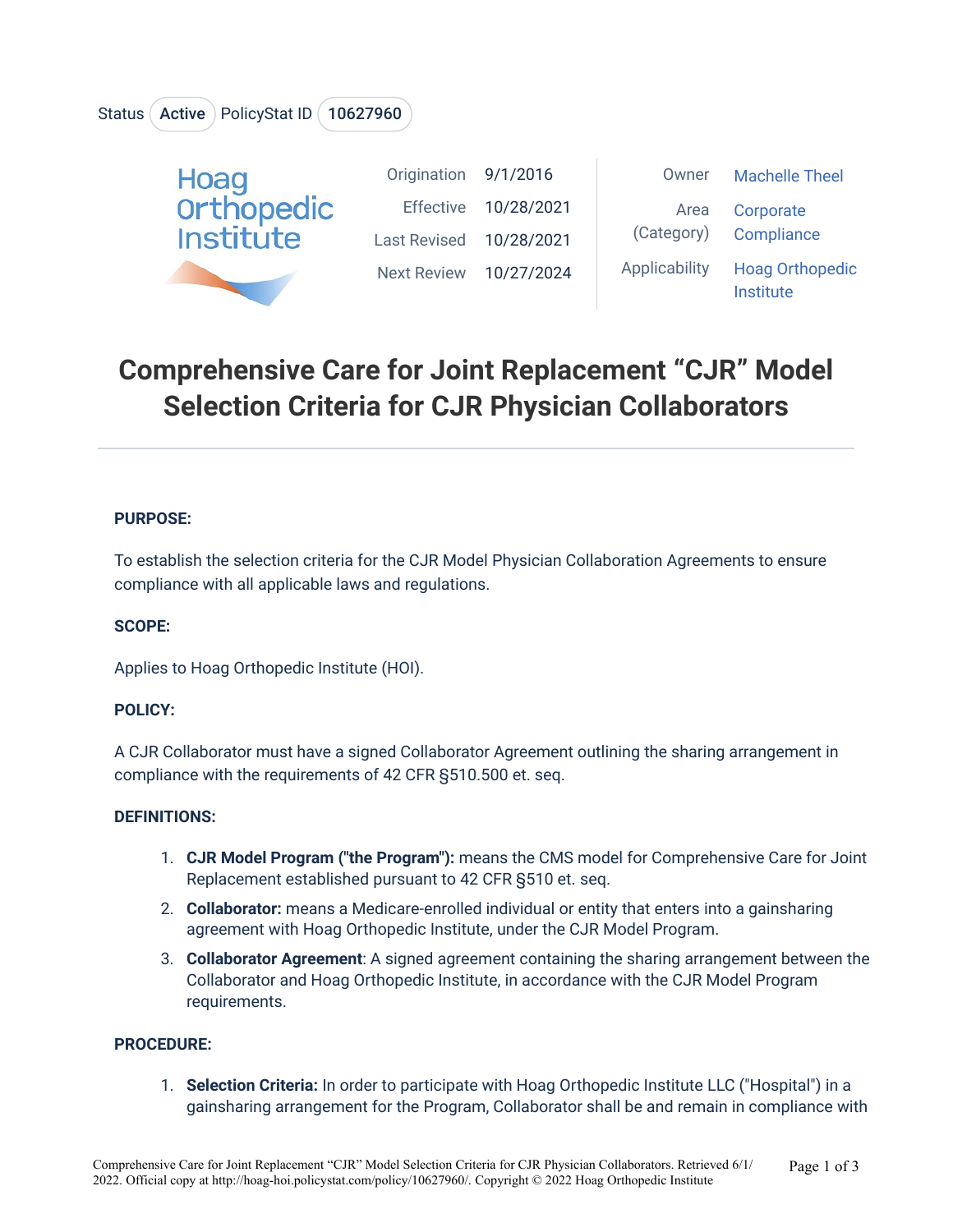Status Active PolicyStat ID 10627960

Hoag Orthopedic Institute

| | | | |
|---|---|---|---|
| Origination | 9/1/2016 | Owner | Machelle Theel |
| Effective | 10/28/2021 | Area (Category) | Corporate Compliance |
| Last Revised | 10/28/2021 | Applicability | Hoag Orthopedic Institute |
| Next Review | 10/27/2024 | | |

# Comprehensive Care for Joint Replacement “CJR” Model Selection Criteria for CJR Physician Collaborators

**PURPOSE:**

To establish the selection criteria for the CJR Model Physician Collaboration Agreements to ensure compliance with all applicable laws and regulations.

**SCOPE:**

Applies to Hoag Orthopedic Institute (HOI).

**POLICY:**

A CJR Collaborator must have a signed Collaborator Agreement outlining the sharing arrangement in compliance with the requirements of 42 CFR §510.500 et. seq.

**DEFINITIONS:**

1. **CJR Model Program ("the Program"):** means the CMS model for Comprehensive Care for Joint Replacement established pursuant to 42 CFR §510 et. seq.
2. **Collaborator:** means a Medicare-enrolled individual or entity that enters into a gainsharing agreement with Hoag Orthopedic Institute, under the CJR Model Program.
3. **Collaborator Agreement**: A signed agreement containing the sharing arrangement between the Collaborator and Hoag Orthopedic Institute, in accordance with the CJR Model Program requirements.

**PROCEDURE:**

1. **Selection Criteria:** In order to participate with Hoag Orthopedic Institute LLC ("Hospital") in a gainsharing arrangement for the Program, Collaborator shall be and remain in compliance with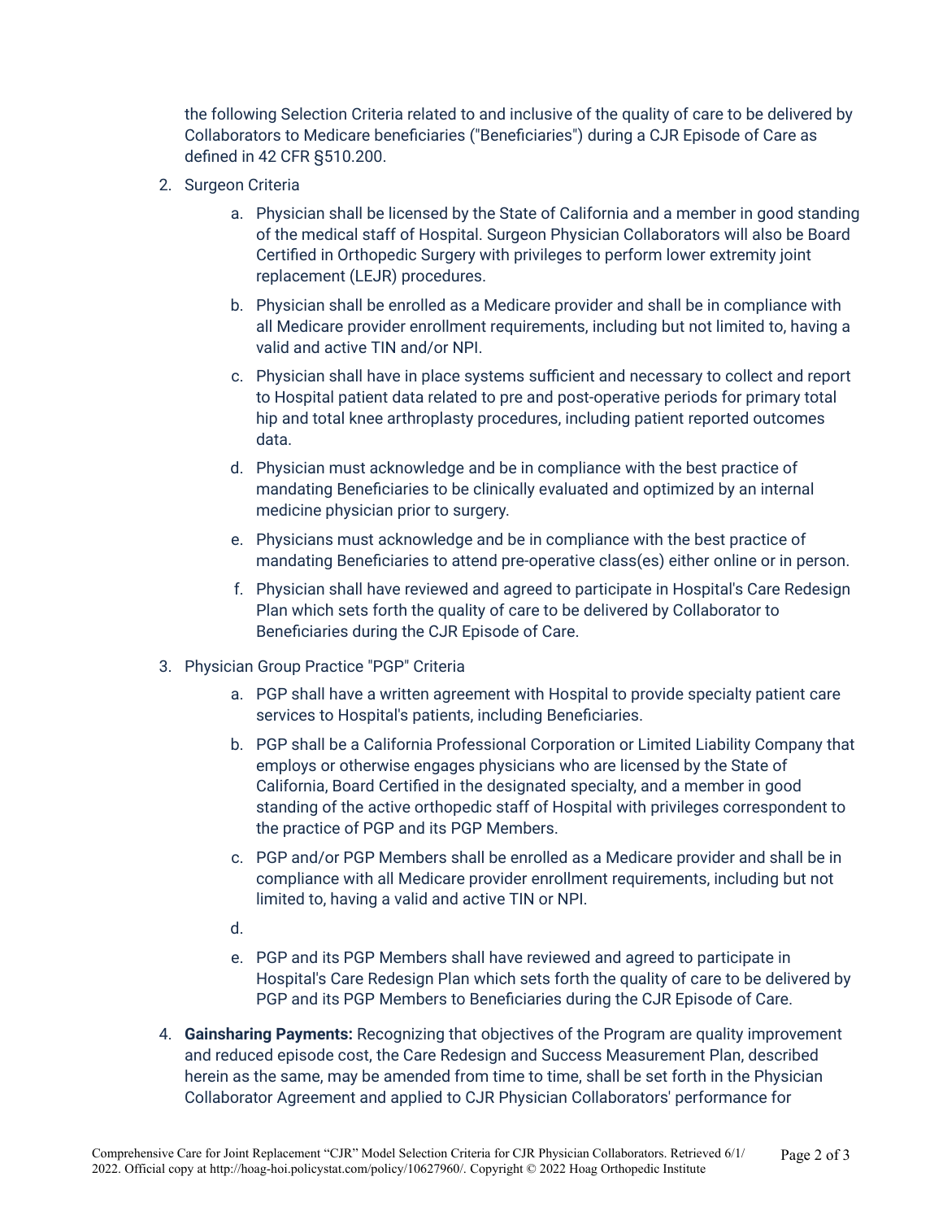the following Selection Criteria related to and inclusive of the quality of care to be delivered by Collaborators to Medicare beneficiaries ("Beneficiaries") during a CJR Episode of Care as defined in 42 CFR §510.200.

2. Surgeon Criteria
   a. Physician shall be licensed by the State of California and a member in good standing of the medical staff of Hospital. Surgeon Physician Collaborators will also be Board Certified in Orthopedic Surgery with privileges to perform lower extremity joint replacement (LEJR) procedures.
   b. Physician shall be enrolled as a Medicare provider and shall be in compliance with all Medicare provider enrollment requirements, including but not limited to, having a valid and active TIN and/or NPI.
   c. Physician shall have in place systems sufficient and necessary to collect and report to Hospital patient data related to pre and post-operative periods for primary total hip and total knee arthroplasty procedures, including patient reported outcomes data.
   d. Physician must acknowledge and be in compliance with the best practice of mandating Beneficiaries to be clinically evaluated and optimized by an internal medicine physician prior to surgery.
   e. Physicians must acknowledge and be in compliance with the best practice of mandating Beneficiaries to attend pre-operative class(es) either online or in person.
   f. Physician shall have reviewed and agreed to participate in Hospital's Care Redesign Plan which sets forth the quality of care to be delivered by Collaborator to Beneficiaries during the CJR Episode of Care.
3. Physician Group Practice "PGP" Criteria
   a. PGP shall have a written agreement with Hospital to provide specialty patient care services to Hospital's patients, including Beneficiaries.
   b. PGP shall be a California Professional Corporation or Limited Liability Company that employs or otherwise engages physicians who are licensed by the State of California, Board Certified in the designated specialty, and a member in good standing of the active orthopedic staff of Hospital with privileges correspondent to the practice of PGP and its PGP Members.
   c. PGP and/or PGP Members shall be enrolled as a Medicare provider and shall be in compliance with all Medicare provider enrollment requirements, including but not limited to, having a valid and active TIN or NPI.
   d. 
   e. PGP and its PGP Members shall have reviewed and agreed to participate in Hospital's Care Redesign Plan which sets forth the quality of care to be delivered by PGP and its PGP Members to Beneficiaries during the CJR Episode of Care.
4. **Gainsharing Payments:** Recognizing that objectives of the Program are quality improvement and reduced episode cost, the Care Redesign and Success Measurement Plan, described herein as the same, may be amended from time to time, shall be set forth in the Physician Collaborator Agreement and applied to CJR Physician Collaborators' performance for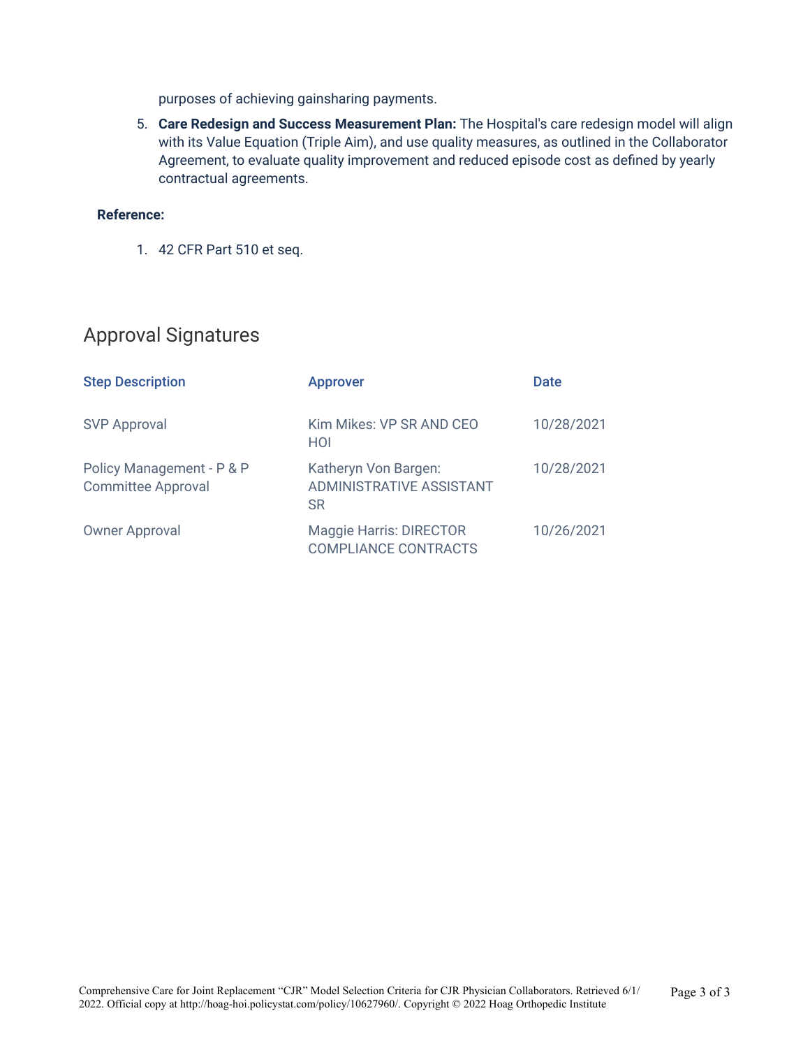purposes of achieving gainsharing payments.

5. **Care Redesign and Success Measurement Plan:** The Hospital's care redesign model will align with its Value Equation (Triple Aim), and use quality measures, as outlined in the Collaborator Agreement, to evaluate quality improvement and reduced episode cost as defined by yearly contractual agreements.

**Reference:**

1. 42 CFR Part 510 et seq.

## Approval Signatures

| Step Description | Approver | Date |
| --- | --- | --- |
| SVP Approval | Kim Mikes: VP SR AND CEO HOI | 10/28/2021 |
| Policy Management - P & P Committee Approval | Katheryn Von Bargen: ADMINISTRATIVE ASSISTANT SR | 10/28/2021 |
| Owner Approval | Maggie Harris: DIRECTOR COMPLIANCE CONTRACTS | 10/26/2021 |